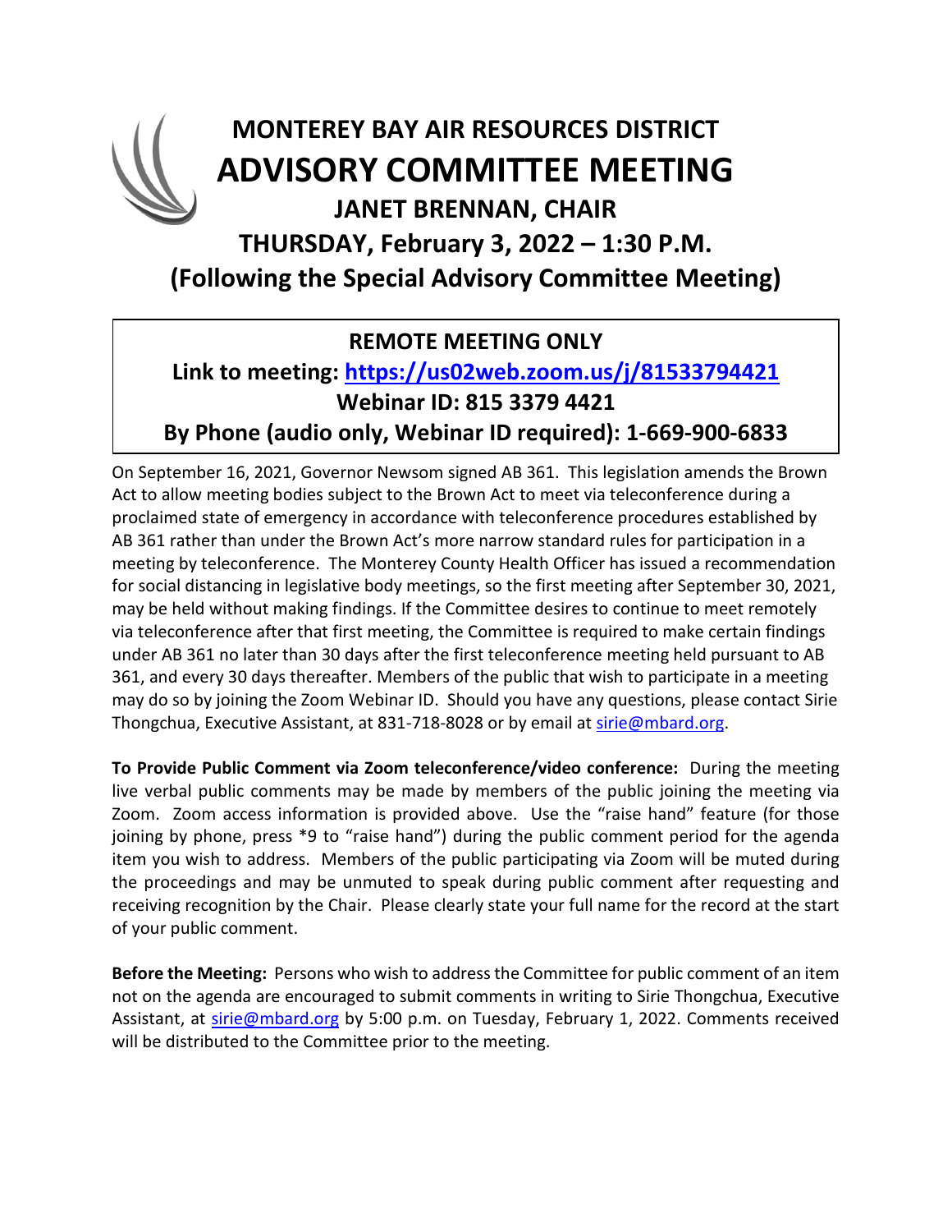# MONTEREY BAY AIR RESOURCES DISTRICT

# ADVISORY COMMITTEE MEETING

## JANET BRENNAN, CHAIR

## THURSDAY, February 3, 2022 – 1:30 P.M.

## (Following the Special Advisory Committee Meeting)

**REMOTE MEETING ONLY**

**Link to meeting: https://us02web.zoom.us/j/81533794421**

**Webinar ID: 815 3379 4421**

**By Phone (audio only, Webinar ID required): 1-669-900-6833**

On September 16, 2021, Governor Newsom signed AB 361. This legislation amends the Brown Act to allow meeting bodies subject to the Brown Act to meet via teleconference during a proclaimed state of emergency in accordance with teleconference procedures established by AB 361 rather than under the Brown Act's more narrow standard rules for participation in a meeting by teleconference. The Monterey County Health Officer has issued a recommendation for social distancing in legislative body meetings, so the first meeting after September 30, 2021, may be held without making findings. If the Committee desires to continue to meet remotely via teleconference after that first meeting, the Committee is required to make certain findings under AB 361 no later than 30 days after the first teleconference meeting held pursuant to AB 361, and every 30 days thereafter. Members of the public that wish to participate in a meeting may do so by joining the Zoom Webinar ID. Should you have any questions, please contact Sirie Thongchua, Executive Assistant, at 831-718-8028 or by email at sirie@mbard.org.

**To Provide Public Comment via Zoom teleconference/video conference:** During the meeting live verbal public comments may be made by members of the public joining the meeting via Zoom. Zoom access information is provided above. Use the "raise hand" feature (for those joining by phone, press *9 to "raise hand") during the public comment period for the agenda item you wish to address. Members of the public participating via Zoom will be muted during the proceedings and may be unmuted to speak during public comment after requesting and receiving recognition by the Chair. Please clearly state your full name for the record at the start of your public comment.

**Before the Meeting:** Persons who wish to address the Committee for public comment of an item not on the agenda are encouraged to submit comments in writing to Sirie Thongchua, Executive Assistant, at sirie@mbard.org by 5:00 p.m. on Tuesday, February 1, 2022. Comments received will be distributed to the Committee prior to the meeting.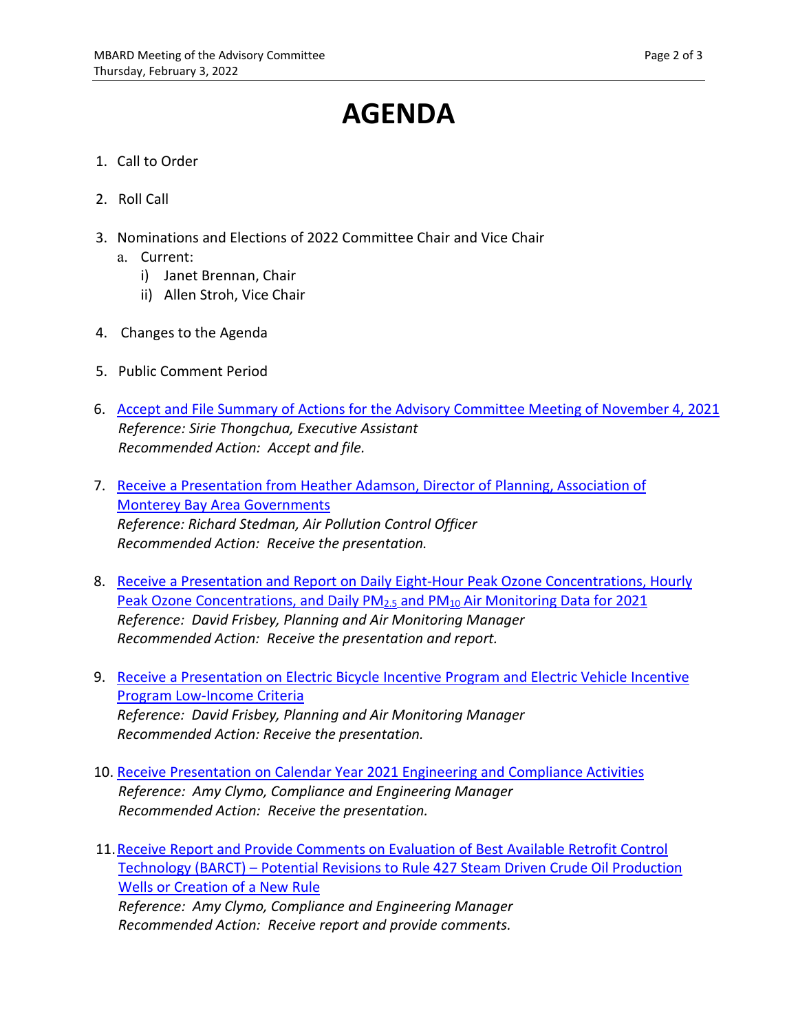# AGENDA

1. Call to Order

2. Roll Call

3. Nominations and Elections of 2022 Committee Chair and Vice Chair
   a. Current:
      i) Janet Brennan, Chair
      ii) Allen Stroh, Vice Chair

4. Changes to the Agenda

5. Public Comment Period

6. Accept and File Summary of Actions for the Advisory Committee Meeting of November 4, 2021
   *Reference: Sirie Thongchua, Executive Assistant*
   *Recommended Action: Accept and file.*

7. Receive a Presentation from Heather Adamson, Director of Planning, Association of Monterey Bay Area Governments
   *Reference: Richard Stedman, Air Pollution Control Officer*
   *Recommended Action: Receive the presentation.*

8. Receive a Presentation and Report on Daily Eight-Hour Peak Ozone Concentrations, Hourly Peak Ozone Concentrations, and Daily $PM_{2.5}$ and $PM_{10}$ Air Monitoring Data for 2021
   *Reference: David Frisbey, Planning and Air Monitoring Manager*
   *Recommended Action: Receive the presentation and report.*

9. Receive a Presentation on Electric Bicycle Incentive Program and Electric Vehicle Incentive Program Low-Income Criteria
   *Reference: David Frisbey, Planning and Air Monitoring Manager*
   *Recommended Action: Receive the presentation.*

10. Receive Presentation on Calendar Year 2021 Engineering and Compliance Activities
    *Reference: Amy Clymo, Compliance and Engineering Manager*
    *Recommended Action: Receive the presentation.*

11. Receive Report and Provide Comments on Evaluation of Best Available Retrofit Control Technology (BARCT) – Potential Revisions to Rule 427 Steam Driven Crude Oil Production Wells or Creation of a New Rule
    *Reference: Amy Clymo, Compliance and Engineering Manager*
    *Recommended Action: Receive report and provide comments.*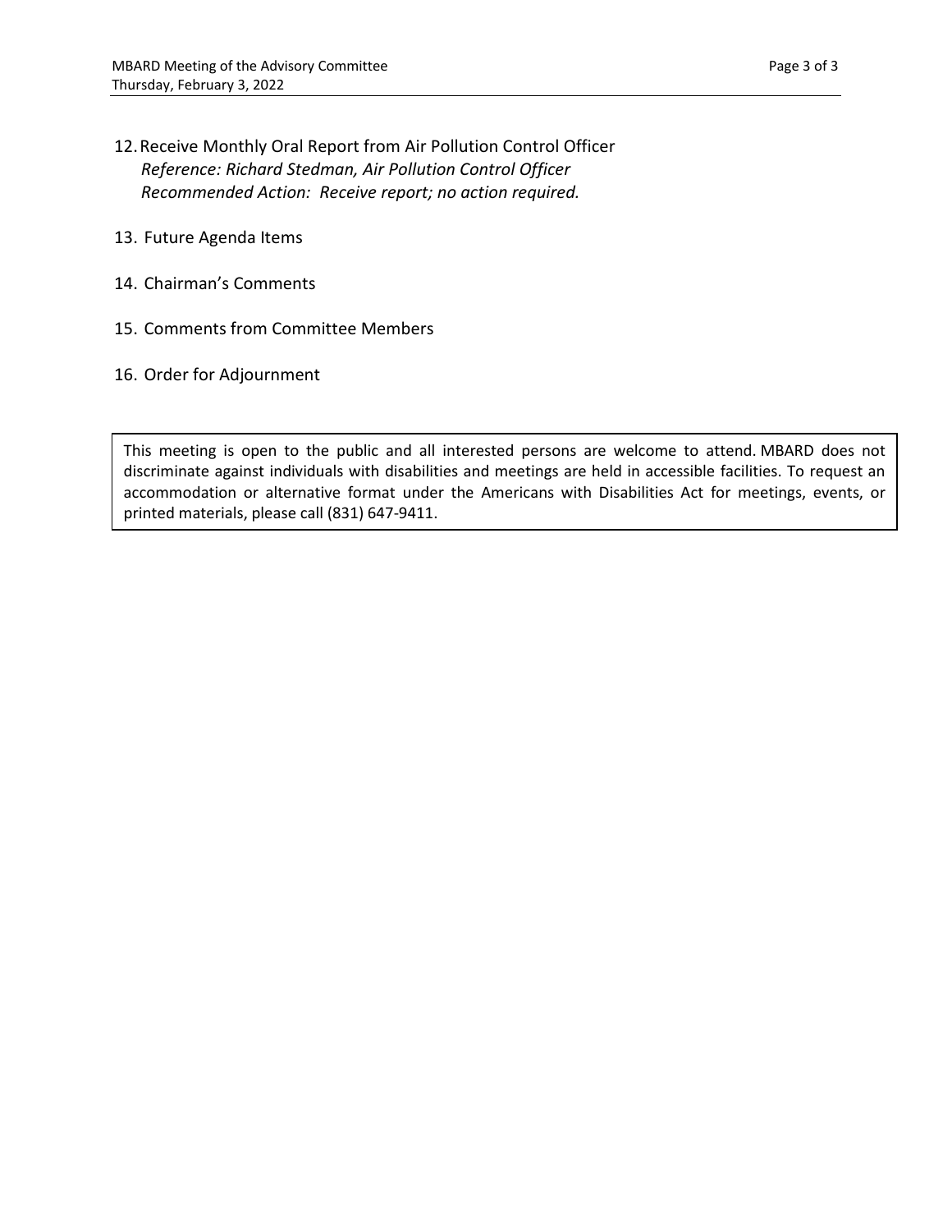12. Receive Monthly Oral Report from Air Pollution Control Officer
    *Reference: Richard Stedman, Air Pollution Control Officer*
    *Recommended Action: Receive report; no action required.*

13. Future Agenda Items

14. Chairman's Comments

15. Comments from Committee Members

16. Order for Adjournment

This meeting is open to the public and all interested persons are welcome to attend. MBARD does not discriminate against individuals with disabilities and meetings are held in accessible facilities. To request an accommodation or alternative format under the Americans with Disabilities Act for meetings, events, or printed materials, please call (831) 647-9411.